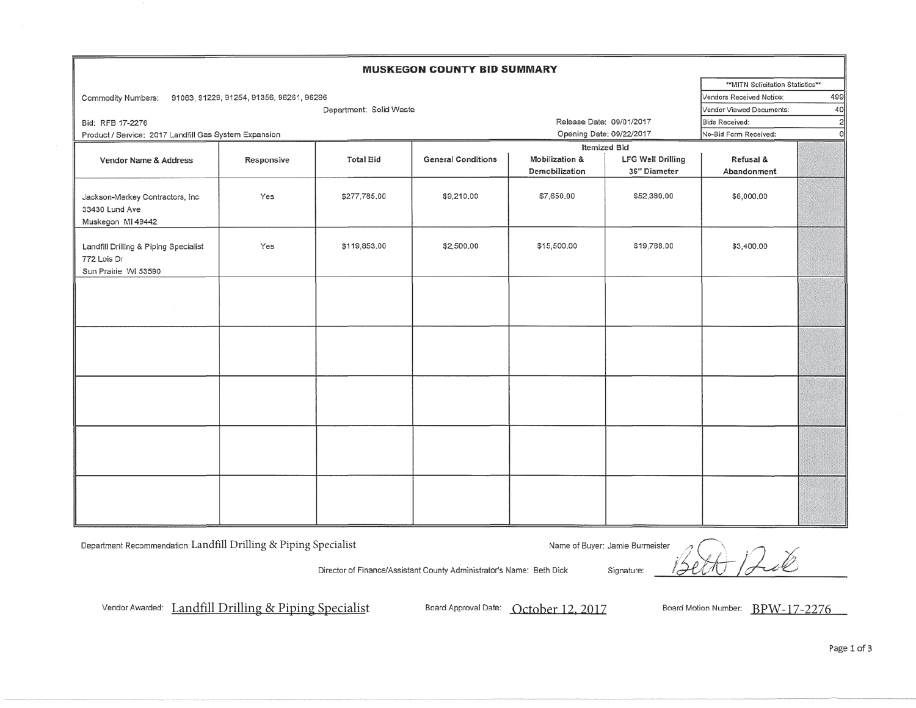# MUSKEGON COUNTY BID SUMMARY

Commodity Numbers: 91063, 91229, 91254, 91356, 96261, 96296

Department: Solid Waste

Bid: RFB 17-2276

Product / Service: 2017 Landfill Gas System Expansion

Release Date: 09/01/2017

Opening Date: 09/22/2017

| **MITN Solicitation Statistics** | |
|---|---|
| Vendors Received Notice: | 499 |
| Vendor Viewed Documents: | 40 |
| Bids Received: | 2 |
| No-Bid Form Received: | 0 |

| Vendor Name & Address | Responsive | Total Bid | Itemized Bid | | | | |
|---|---|---|---|---|---|---|---|
| | | | General Conditions | Mobilization & Demobilization | LFG Well Drilling 36" Diameter | Refusal & Abandonment | |
| Jackson-Merkey Contractors, Inc 33430 Lund Ave Muskegon MI 49442 | Yes | $277,785.00 | $9,210.00 | $7,650.00 | $52,380.00 | $6,000.00 | |
| Landfill Drilling & Piping Specialist 772 Lois Dr Sun Prairie WI 53590 | Yes | $119,853.00 | $2,500.00 | $15,500.00 | $19,788.00 | $3,400.00 | |
| | | | | | | | |
| | | | | | | | |
| | | | | | | | |
| | | | | | | | |
| | | | | | | | |

Department Recommendation: Landfill Drilling & Piping Specialist

Name of Buyer: Jamie Burmeister

Director of Finance/Assistant County Administrator's Name: Beth Dick

Signature: Beth Dick

Vendor Awarded: Landfill Drilling & Piping Specialist

Board Approval Date: October 12, 2017

Board Motion Number: BPW-17-2276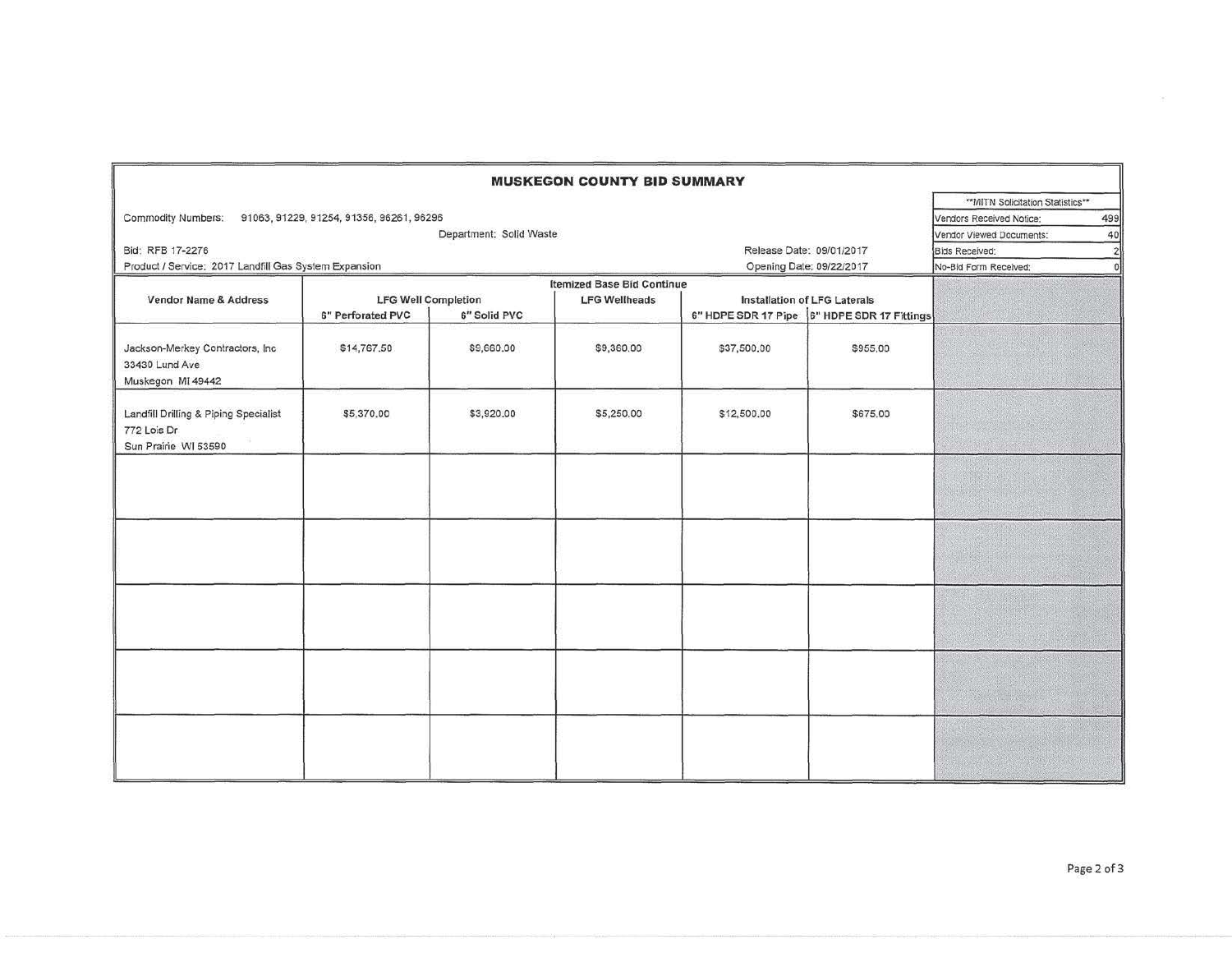# MUSKEGON COUNTY BID SUMMARY

Commodity Numbers: 91063, 91229, 91254, 91356, 96261, 96296

Department: Solid Waste

Bid: RFB 17-2276

Release Date: 09/01/2017

Product / Service: 2017 Landfill Gas System Expansion

Opening Date: 09/22/2017

| **MITN Solicitation Statistics** | |
|---|---|
| Vendors Received Notice: | 499 |
| Vendor Viewed Documents: | 40 |
| Bids Received: | 2 |
| No-Bid Form Received: | 0 |

| Vendor Name & Address | Itemized Base Bid Continue | | | | |
|---|---|---|---|---|---|
| | LFG Well Completion | | LFG Wellheads | Installation of LFG Laterals | |
| | 6" Perforated PVC | 6" Solid PVC | | 6" HDPE SDR 17 Pipe | 6" HDPE SDR 17 Fittings |
| Jackson-Merkey Contractors, Inc<br>33430 Lund Ave<br>Muskegon MI 49442 | $14,767.50 | $9,660.00 | $9,360.00 | $37,500.00 | $955.00 |
| Landfill Drilling & Piping Specialist<br>772 Lois Dr<br>Sun Prairie WI 53590 | $5,370.00 | $3,920.00 | $5,250.00 | $12,500.00 | $675.00 |
| | | | | | |
| | | | | | |
| | | | | | |
| | | | | | |
| | | | | | |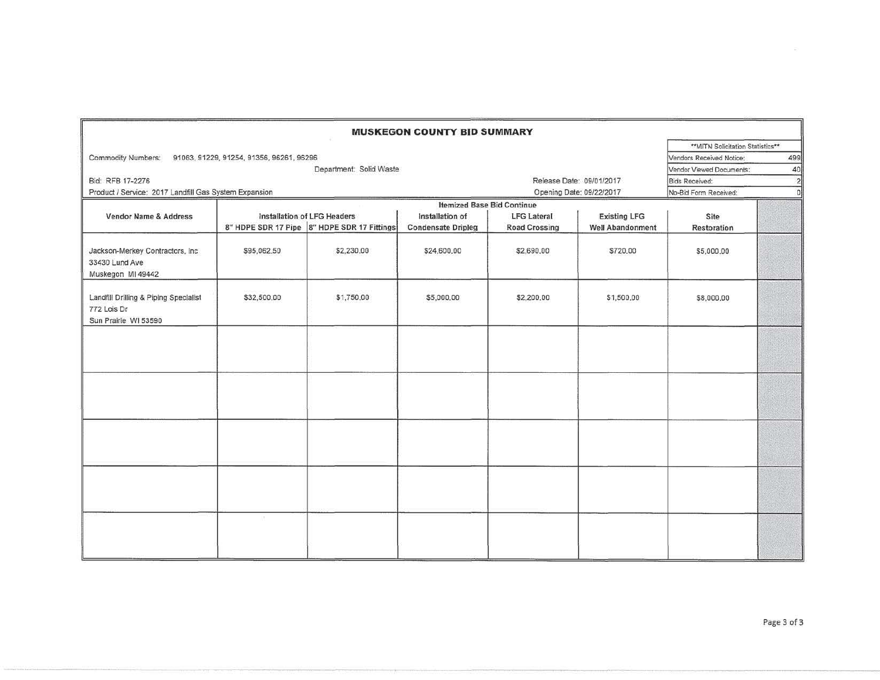# MUSKEGON COUNTY BID SUMMARY

Commodity Numbers: 91063, 91229, 91254, 91356, 96261, 96296

Department: Solid Waste

Bid: RFB 17-2276

Product / Service: 2017 Landfill Gas System Expansion

Release Date: 09/01/2017

Opening Date: 09/22/2017

| **MITN Solicitation Statistics** | |
|---|---|
| Vendors Received Notice: | 499 |
| Vendor Viewed Documents: | 40 |
| Bids Received: | 2 |
| No-Bid Form Received: | 0 |

| Vendor Name & Address | Itemized Base Bid Continue | | | | | | |
|---|---|---|---|---|---|---|---|
| | Installation of LFG Headers | | Installation of Condensate Dripleg | LFG Lateral Road Crossing | Existing LFG Well Abandonment | Site Restoration | |
| | 8" HDPE SDR 17 Pipe | 8" HDPE SDR 17 Fittings | | | | | |
| Jackson-Merkey Contractors, Inc 33430 Lund Ave Muskegon MI 49442 | $95,062.50 | $2,230.00 | $24,600.00 | $2,690.00 | $720.00 | $5,000.00 | |
| Landfill Drilling & Piping Specialist 772 Lois Dr Sun Prairie WI 53590 | $32,500.00 | $1,750.00 | $5,000.00 | $2,200.00 | $1,500.00 | $8,000.00 | |
| | | | | | | | |
| | | | | | | | |
| | | | | | | | |
| | | | | | | | |
| | | | | | | | |